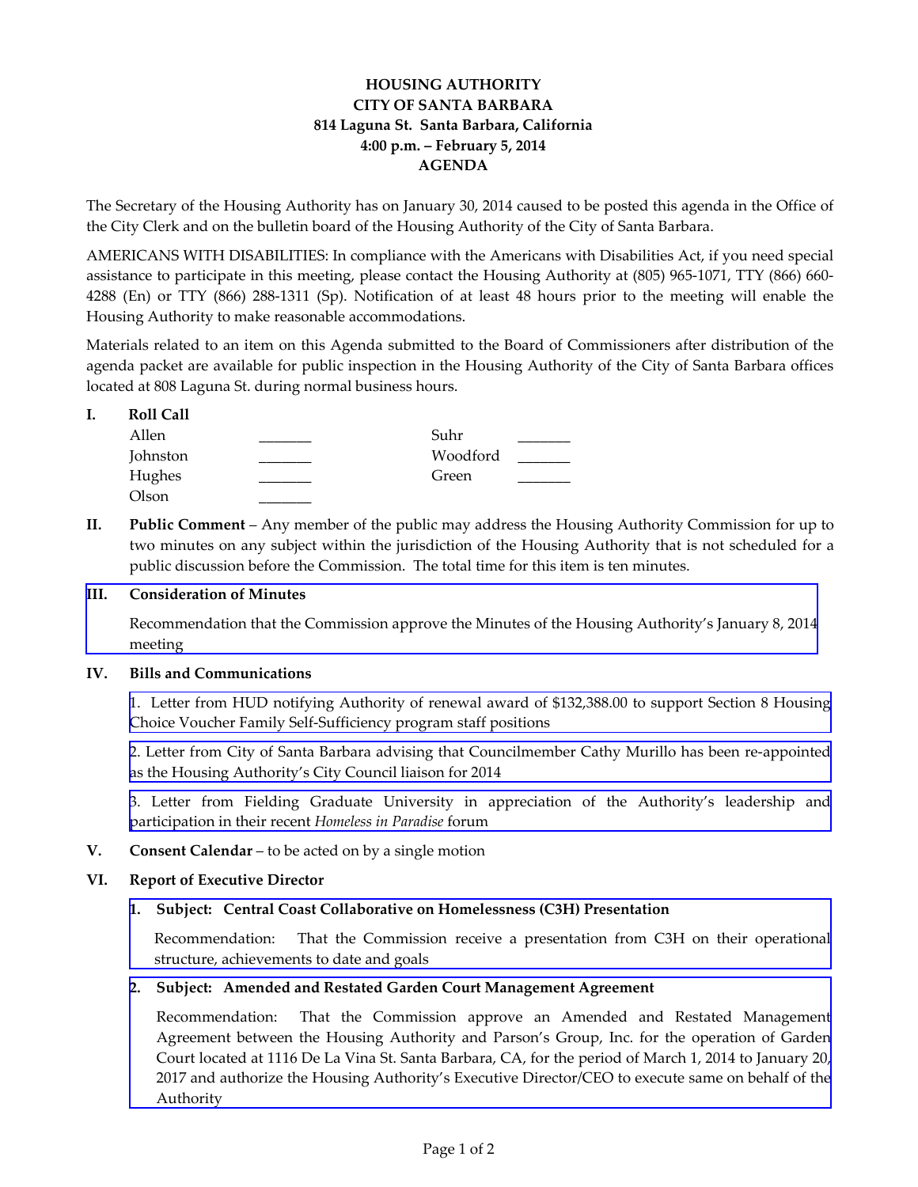**HOUSING AUTHORITY**
**CITY OF SANTA BARBARA**
**814 Laguna St. Santa Barbara, California**
**4:00 p.m. – February 5, 2014**
**AGENDA**

The Secretary of the Housing Authority has on January 30, 2014 caused to be posted this agenda in the Office of the City Clerk and on the bulletin board of the Housing Authority of the City of Santa Barbara.

AMERICANS WITH DISABILITIES: In compliance with the Americans with Disabilities Act, if you need special assistance to participate in this meeting, please contact the Housing Authority at (805) 965-1071, TTY (866) 660-4288 (En) or TTY (866) 288-1311 (Sp). Notification of at least 48 hours prior to the meeting will enable the Housing Authority to make reasonable accommodations.

Materials related to an item on this Agenda submitted to the Board of Commissioners after distribution of the agenda packet are available for public inspection in the Housing Authority of the City of Santa Barbara offices located at 808 Laguna St. during normal business hours.

**I. Roll Call**

| | | | |
|---|---|---|---|
| Allen | _______ | Suhr | _______ |
| Johnston | _______ | Woodford | _______ |
| Hughes | _______ | Green | _______ |
| Olson | _______ | | |

**II. Public Comment** – Any member of the public may address the Housing Authority Commission for up to two minutes on any subject within the jurisdiction of the Housing Authority that is not scheduled for a public discussion before the Commission. The total time for this item is ten minutes.

**III. Consideration of Minutes**

Recommendation that the Commission approve the Minutes of the Housing Authority's January 8, 2014 meeting

**IV. Bills and Communications**

1. Letter from HUD notifying Authority of renewal award of $132,388.00 to support Section 8 Housing Choice Voucher Family Self-Sufficiency program staff positions

2. Letter from City of Santa Barbara advising that Councilmember Cathy Murillo has been re-appointed as the Housing Authority's City Council liaison for 2014

3. Letter from Fielding Graduate University in appreciation of the Authority's leadership and participation in their recent *Homeless in Paradise* forum

**V. Consent Calendar** – to be acted on by a single motion

**VI. Report of Executive Director**

**1. Subject: Central Coast Collaborative on Homelessness (C3H) Presentation**

Recommendation: That the Commission receive a presentation from C3H on their operational structure, achievements to date and goals

**2. Subject: Amended and Restated Garden Court Management Agreement**

Recommendation: That the Commission approve an Amended and Restated Management Agreement between the Housing Authority and Parson's Group, Inc. for the operation of Garden Court located at 1116 De La Vina St. Santa Barbara, CA, for the period of March 1, 2014 to January 20, 2017 and authorize the Housing Authority's Executive Director/CEO to execute same on behalf of the Authority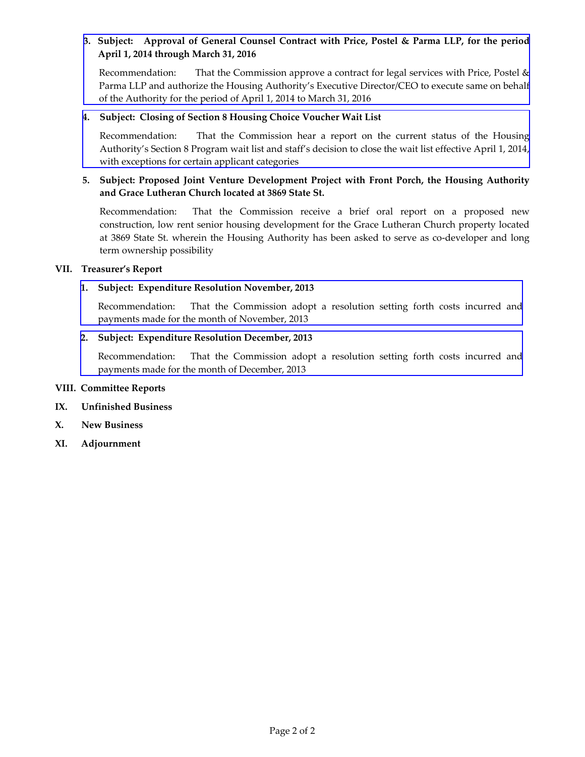3. **Subject: Approval of General Counsel Contract with Price, Postel & Parma LLP, for the period April 1, 2014 through March 31, 2016**

   Recommendation: That the Commission approve a contract for legal services with Price, Postel & Parma LLP and authorize the Housing Authority's Executive Director/CEO to execute same on behalf of the Authority for the period of April 1, 2014 to March 31, 2016

4. **Subject: Closing of Section 8 Housing Choice Voucher Wait List**

   Recommendation: That the Commission hear a report on the current status of the Housing Authority's Section 8 Program wait list and staff's decision to close the wait list effective April 1, 2014, with exceptions for certain applicant categories

5. **Subject: Proposed Joint Venture Development Project with Front Porch, the Housing Authority and Grace Lutheran Church located at 3869 State St.**

   Recommendation: That the Commission receive a brief oral report on a proposed new construction, low rent senior housing development for the Grace Lutheran Church property located at 3869 State St. wherein the Housing Authority has been asked to serve as co-developer and long term ownership possibility

**VII. Treasurer's Report**

1. **Subject: Expenditure Resolution November, 2013**

   Recommendation: That the Commission adopt a resolution setting forth costs incurred and payments made for the month of November, 2013

2. **Subject: Expenditure Resolution December, 2013**

   Recommendation: That the Commission adopt a resolution setting forth costs incurred and payments made for the month of December, 2013

**VIII. Committee Reports**

**IX. Unfinished Business**

**X. New Business**

**XI. Adjournment**